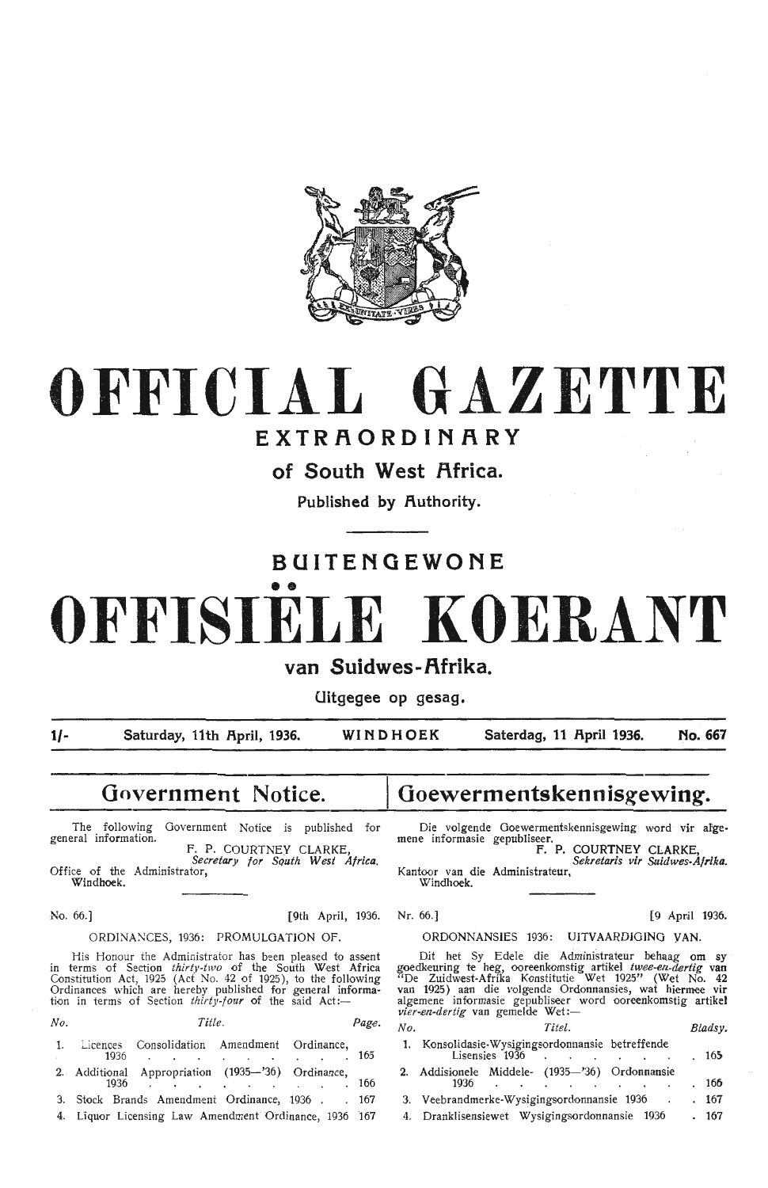# OFFICIAL GAZETTE

## EXTRAORDINARY

### of South West Africa.

Published by Authority.

## BUITENGEWONE

# OFFISIËLE KOERANT

### van Suidwes-Afrika.

Uitgegee op gesag.

1/- Saturday, 11th April, 1936. WINDHOEK Saterdag, 11 April 1936. No. 667

## Government Notice.

The following Government Notice is published for general information.

F. P. COURTNEY CLARKE,
*Secretary for South West Africa.*

Office of the Administrator,
Windhoek.

No. 66.] [9th April, 1936.

ORDINANCES, 1936: PROMULGATION OF.

His Honour the Administrator has been pleased to assent in terms of Section *thirty-two* of the South West Africa Constitution Act, 1925 (Act No. 42 of 1925), to the following Ordinances which are hereby published for general information in terms of Section *thirty-four* of the said Act:—

| No. | Title. | Page. |
|---|---|---|
| 1. | Licences Consolidation Amendment Ordinance, 1936 | 165 |
| 2. | Additional Appropriation (1935—'36) Ordinance, 1936 | 166 |
| 3. | Stock Brands Amendment Ordinance, 1936 | 167 |
| 4. | Liquor Licensing Law Amendment Ordinance, 1936 | 167 |

## Goewermentskennisgewing.

Die volgende Goewermentskennisgewing word vir algemene informasie gepubliseer.

F. P. COURTNEY CLARKE,
*Sekretaris vir Suidwes-Afrika.*

Kantoor van die Administrateur,
Windhoek.

Nr. 66.] [9 April 1936.

ORDONNANSIES 1936: UITVAARDIGING VAN.

Dit het Sy Edele die Administrateur behaag om sy goedkeuring te heg, ooreenkomstig artikel *twee-en-dertig* van "De Zuidwest-Afrika Konstitutie Wet 1925" (Wet No. 42 van 1925) aan die volgende Ordonnansies, wat hiermee vir algemene informasie gepubliseer word ooreenkomstig artikel *vier-en-dertig* van gemelde Wet:—

| No. | Titel. | Bladsy. |
|---|---|---|
| 1. | Konsolidasie-Wysigingsordonnansie betreffende Lisensies 1936 | 165 |
| 2. | Addisionele Middele- (1935—'36) Ordonnansie 1936 | 166 |
| 3. | Veebrandmerke-Wysigingsordonnansie 1936 | 167 |
| 4. | Dranklisensiewet Wysigingsordonnansie 1936 | 167 |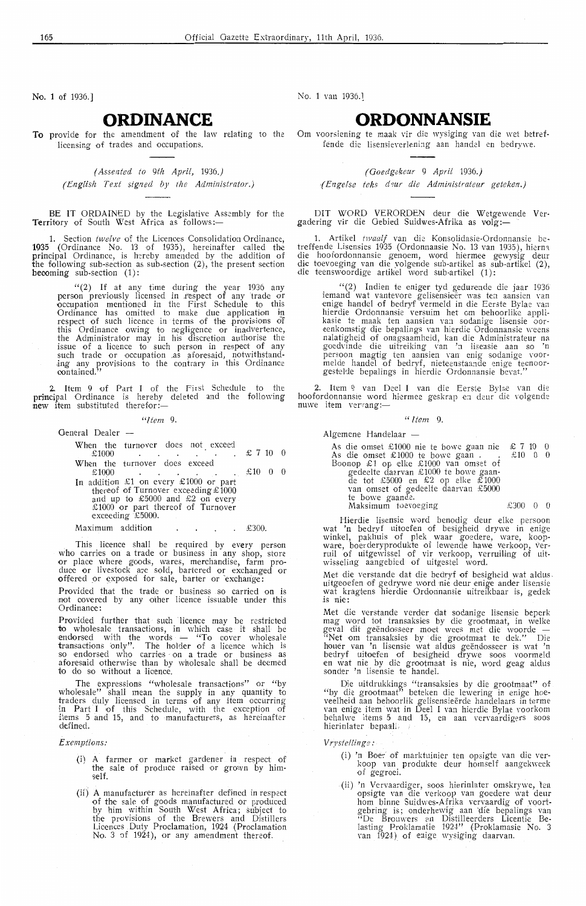No. 1 of 1936.]

# ORDINANCE

To provide for the amendment of the law relating to the licensing of trades and occupations.

*(Assented to 9th April, 1936.)*
*(English Text signed by the Administrator.)*

BE IT ORDAINED by the Legislative Assembly for the Territory of South West Africa as follows:—

1. Section *twelve* of the Licences Consolidation Ordinance, 1935 (Ordinance No. 13 of 1935), hereinafter called the principal Ordinance, is hereby amended by the addition of the following sub-section as sub-section (2), the present section becoming sub-section (1):

> "(2) If at any time during the year 1936 any person previously licensed in respect of any trade or occupation mentioned in the First Schedule to this Ordinance has omitted to make due application in respect of such licence in terms of the provisions of this Ordinance owing to negligence or inadvertence, the Administrator may in his discretion authorise the issue of a licence to such person in respect of any such trade or occupation as aforesaid, notwithstanding any provisions to the contrary in this Ordinance contained."

2. Item 9 of Part I of the First Schedule to the principal Ordinance is hereby deleted and the following new item substituted therefor:—

*"Item 9.*

General Dealer —

| | |
|---|---|
| When the turnover does not exceed £1000 | £ 7 10 0 |
| When the turnover does exceed £1000 | £10 0 0 |
| In addition £1 on every £1000 or part thereof of Turnover exceeding £1000 and up to £5000 and £2 on every £1000 or part thereof of Turnover exceeding £5000. | |
| Maximum addition | £300. |

This licence shall be required by every person who carries on a trade or business in any shop, store or place where goods, wares, merchandise, farm produce or livestock are sold, bartered or exchanged or offered or exposed for sale, barter or exchange:

Provided that the trade or business so carried on is not covered by any other licence issuable under this Ordinance:

Provided further that such licence may be restricted to wholesale transactions, in which case it shall be endorsed with the words — "To cover wholesale transactions only". The holder of a licence which is so endorsed who carries on a trade or business as aforesaid otherwise than by wholesale shall be deemed to do so without a licence.

The expressions "wholesale transactions" or "by wholesale" shall mean the supply in any quantity to traders duly licensed in terms of any item occurring in Part I of this Schedule, with the exception of items 5 and 15, and to manufacturers, as hereinafter defined.

*Exemptions:*

(i) A farmer or market gardener in respect of the sale of produce raised or grown by himself.

(ii) A manufacturer as hereinafter defined in respect of the sale of goods manufactured or produced by him within South West Africa; subject to the provisions of the Brewers and Distillers Licences Duty Proclamation, 1924 (Proclamation No. 3 of 1924), or any amendment thereof.

No. 1 van 1936.]

# ORDONNANSIE

Om voorsiening te maak vir die wysiging van die wet betreffende die lisensieverlening aan handel en bedrywe.

*(Goedgekeur 9 April 1936.)*
*(Engelse teks deur die Administrateur geteken.)*

DIT WORD VERORDEN deur die Wetgewende Vergadering vir die Gebied Suidwes-Afrika as volg:—

1. Artikel *twaalf* van die Konsolidasie-Ordonnansie betreffende Lisensies 1935 (Ordonnansie No. 13 van 1935), hierna die hoofordonnansie genoem, word hiermee gewysig deur die toevoeging van die volgende sub-artikel as sub-artikel (2), die teenswoordige artikel word sub-artikel (1):

> "(2) Indien te eniger tyd gedurende die jaar 1936 iemand wat vantevore gelisensieër was ten aansien van enige handel of bedryf vermeld in die Eerste Bylae van hierdie Ordonnansie versuim het om behoorlike applikasie te maak ten aansien van sodanige lisensie ooreenkomstig die bepalings van hierdie Ordonnansie weens nalatigheid of onagsaamheid, kan die Administrateur na goedvinde die uitreiking van 'n lisensie aan so 'n persoon magtig ten aansien van enig sodanige voormelde handel of bedryf, nieteenstaande enige teenoorgestelde bepalings in hierdie Ordonnansie bevat."

2. Item 9 van Deel I van die Eerste Bylae van die hoofordonnansie word hiermee geskrap en deur die volgende nuwe item vervang:—

*"Item 9.*

Algemene Handelaar —

| | |
|---|---|
| As die omset £1000 nie te bowe gaan nie | £ 7 10 0 |
| As die omset £1000 te bowe gaan . | £10 0 0 |
| Boonop £1 op elke £1000 van omset of gedeelte daarvan £1000 te bowe gaande tot £5000 en £2 op elke £1000 van omset of gedeelte daarvan £5000 te bowe gaande. | |
| Maksimum toevoeging | £300 0 0 |

Hierdie lisensie word benodig deur elke persoon wat 'n bedryf uitoefen of besigheid drywe in enige winkel, pakhuis of plek waar goedere, ware, koopware, boerderyprodukte of lewende hawe verkoop, verruil of uitgewissel of vir verkoop, verruiling of uitwisseling aangebied of uitgestel word.

Met die verstande dat die bedryf of besigheid wat aldus uitgeoefen of gedrywe word nie deur enige ander lisensie wat kragtens hierdie Ordonnansie uitreikbaar is, gedek is nie:

Met die verstande verder dat sodanige lisensie beperk mag word tot transaksies by die grootmaat, in welke geval dit geëndosseer moet wees met die woorde — "Net om transaksies by die grootmaat te dek." Die houer van 'n lisensie wat aldus geëndosseer is wat 'n bedryf uitoefen of besigheid drywe soos voormeld en wat nie by die grootmaat is nie, word geag aldus sonder 'n lisensie te handel.

Die uitdrukkings "transaksies by die grootmaat" of "by die grootmaat" beteken die lewering in enige hoeveelheid aan behoorlik gelisensieërde handelaars in terme van enige item wat in Deel I van hierdie Bylae voorkom behalwe items 5 and 15, en aan vervaardigers soos hierinlater bepaal.

*Vrystellinge:*

(i) 'n Boer of marktuinier ten opsigte van die verkoop van produkte deur homself aangekweek of gegroei.

(ii) 'n Vervaardiger, soos hierinlater omskrywe, ten opsigte van die verkoop van goedere wat deur hom binne Suidwes-Afrika vervaardig of voortgebring is; onderhewig aan die bepalings van "De Brouwers en Distilleerders Licentie Belasting Proklamatie 1924" (Proklamasie No. 3 van 1924) of enige wysiging daarvan.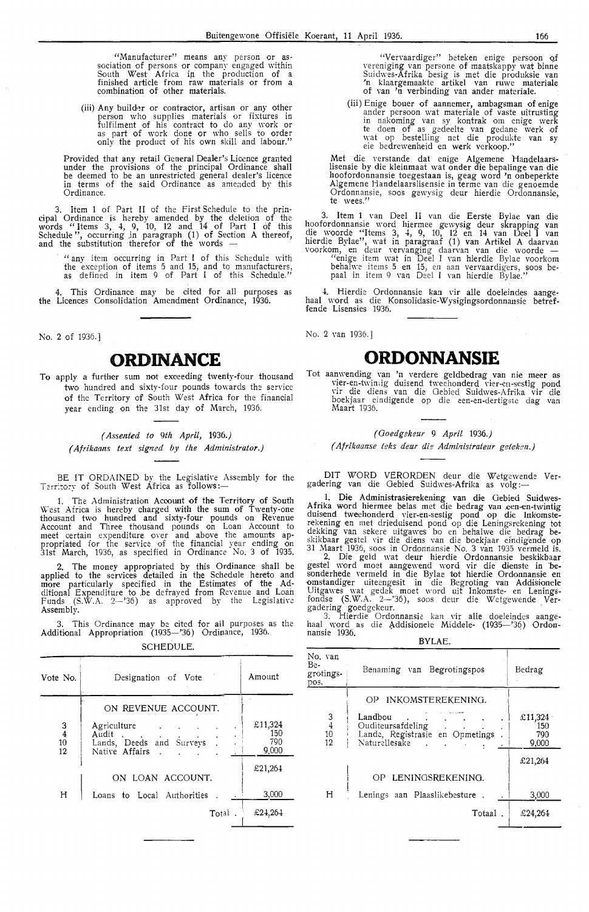"Manufacturer" means any person or association of persons or company engaged within South West Africa in the production of a finished article from raw materials or from a combination of other materials.

(iii) Any builder or contractor, artisan or any other person who supplies materials or fixtures in fulfilment of his contract to do any work or as part of work done or who sells to order only the product of his own skill and labour."

Provided that any retail General Dealer's Licence granted under the provisions of the principal Ordinance shall be deemed to be an unrestricted general dealer's licence in terms of the said Ordinance as amended by this Ordinance.

3. Item 1 of Part II of the First Schedule to the principal Ordinance is hereby amended by the deletion of the words "Items 3, 4, 9, 10, 12 and 14 of Part I of this Schedule", occurring in paragraph (1) of Section A thereof, and the substitution therefor of the words —

"any item occurring in Part I of this Schedule with the exception of items 5 and 15, and to manufacturers, as defined in item 9 of Part I of this Schedule."

4. This Ordinance may be cited for all purposes as the Licences Consolidation Amendment Ordinance, 1936.

"Vervaardiger" beteken enige persoon of vereniging van persone of maatskappy wat binne Suidwes-Afrika besig is met die produksie van 'n klaargemaakte artikel van ruwe materiale of van 'n verbinding van ander materiale.

(iii) Enige bouer of aannemer, ambagsman of enige ander persoon wat materiale of vaste uitrusting in nakoming van sy kontrak om enige werk te doen of as gedeelte van gedane werk of wat op bestelling net die produkte van sy eie bedrewenheid en werk verkoop."

Met die verstande dat enige Algemene Handelaarslisensie by die kleinmaat wat onder die bepalinge van die hoofordonnansie toegestaan is, geag word 'n onbeperkte Algemene Handelaarslisensie in terme van die genoemde Ordonnansie, soos gewysig deur hierdie Ordonnansie, te wees."

3. Item 1 van Deel II van die Eerste Bylae van die hoofordonnansie word hiermee gewysig deur skrapping van die woorde "Items 3, 4, 9, 10, 12 en 14 van Deel I van hierdie Bylae", wat in paragraaf (1) van Artikel A daarvan voorkom, en deur vervanging daarvan van die woorde —

"enige item wat in Deel I van hierdie Bylae voorkom behalwe items 5 en 15, en aan vervaardigers, soos bepaal in item 9 van Deel I van hierdie Bylae."

4. Hierdie Ordonnansie kan vir alle doeleindes aangehaal word as die Konsolidasie-Wysigingsordonnansie betreffende Lisensies 1936.

No. 2 of 1936.]

# ORDINANCE

To apply a further sum not exceeding twenty-four thousand two hundred and sixty-four pounds towards the service of the Territory of South West Africa for the financial year ending on the 31st day of March, 1936.

*(Assented to 9th April, 1936.)*
*(Afrikaans text signed by the Administrator.)*

BE IT ORDAINED by the Legislative Assembly for the Territory of South West Africa as follows:—

1. The Administration Account of the Territory of South West Africa is hereby charged with the sum of Twenty-one thousand two hundred and sixty-four pounds on Revenue Account and Three thousand pounds on Loan Account to meet certain expenditure over and above the amounts appropriated for the service of the financial year ending on 31st March, 1936, as specified in Ordinance No. 3 of 1935.

2. The money appropriated by this Ordinance shall be applied to the services detailed in the Schedule hereto and more particularly specified in the Estimates of the Additional Expenditure to be defrayed from Revenue and Loan Funds (S.W.A. 2—'36) as approved by the Legislative Assembly.

3. This Ordinance may be cited for all purposes as the Additional Appropriation (1935—'36) Ordinance, 1936.

SCHEDULE.

| Vote No. | Designation of Vote | Amount |
|---|---|---|
| | ON REVENUE ACCOUNT. | |
| 3 | Agriculture | £11,324 |
| 4 | Audit | 150 |
| 10 | Lands, Deeds and Surveys | 790 |
| 12 | Native Affairs | 9,000 |
| | | £21,264 |
| | ON LOAN ACCOUNT. | |
| H | Loans to Local Authorities | 3,000 |
| | Total | £24,264 |

No. 2 van 1936.]

# ORDONNANSIE

Tot aanwending van 'n verdere geldbedrag van nie meer as vier-en-twintig duisend tweehonderd vier-en-sestig pond vir die diens van die Gebied Suidwes-Afrika vir die boekjaar eindigende op die een-en-dertigste dag van Maart 1936.

*(Goedgekeur 9 April 1936.)*
*(Afrikaanse teks deur die Administrateur geteken.)*

DIT WORD VERORDEN deur die Wetgewende Vergadering van die Gebied Suidwes-Afrika as volg:—

1. Die Administrasierekening van die Gebied Suidwes-Afrika word hiermee belas met die bedrag van een-en-twintig duisend tweehonderd vier-en-sestig pond op die Inkomsterekening en met drieduisend pond op die Leningsrekening tot dekking van sekere uitgawes bo en behalwe die bedrag beskikbaar gestel vir die diens van die boekjaar eindigende op 31 Maart 1936, soos in Ordonnansie No. 3 van 1935 vermeld is.

2. Die geld wat deur hierdie Ordonnansie beskikbaar gestel word moet aangewend word vir die dienste in besonderhede vermeld in die Bylae tot hierdie Ordonnansie en omstandiger uiteengesit in die Begroting van Addisionele Uitgawes wat gedek moet word uit Inkomste- en Leningsfondse (S.W.A. 2—'36), soos deur die Wetgewende Vergadering goedgekeur.

3. Hierdie Ordonnansie kan vir alle doeleindes aangehaal word as die Addisionele Middele- (1935—'36) Ordonnansie 1936.

BYLAE.

| No. van Begrotingspos. | Benaming van Begrotingspos | Bedrag |
|---|---|---|
| | OP INKOMSTEREKENING. | |
| 3 | Landbou | £11,324 |
| 4 | Ouditeursafdeling | 150 |
| 10 | Lande, Registrasie en Opmetings | 790 |
| 12 | Naturellesake | 9,000 |
| | | £21,264 |
| | OP LENINGSREKENING. | |
| H | Lenings aan Plaaslikebesture | 3,000 |
| | Totaal | £24,264 |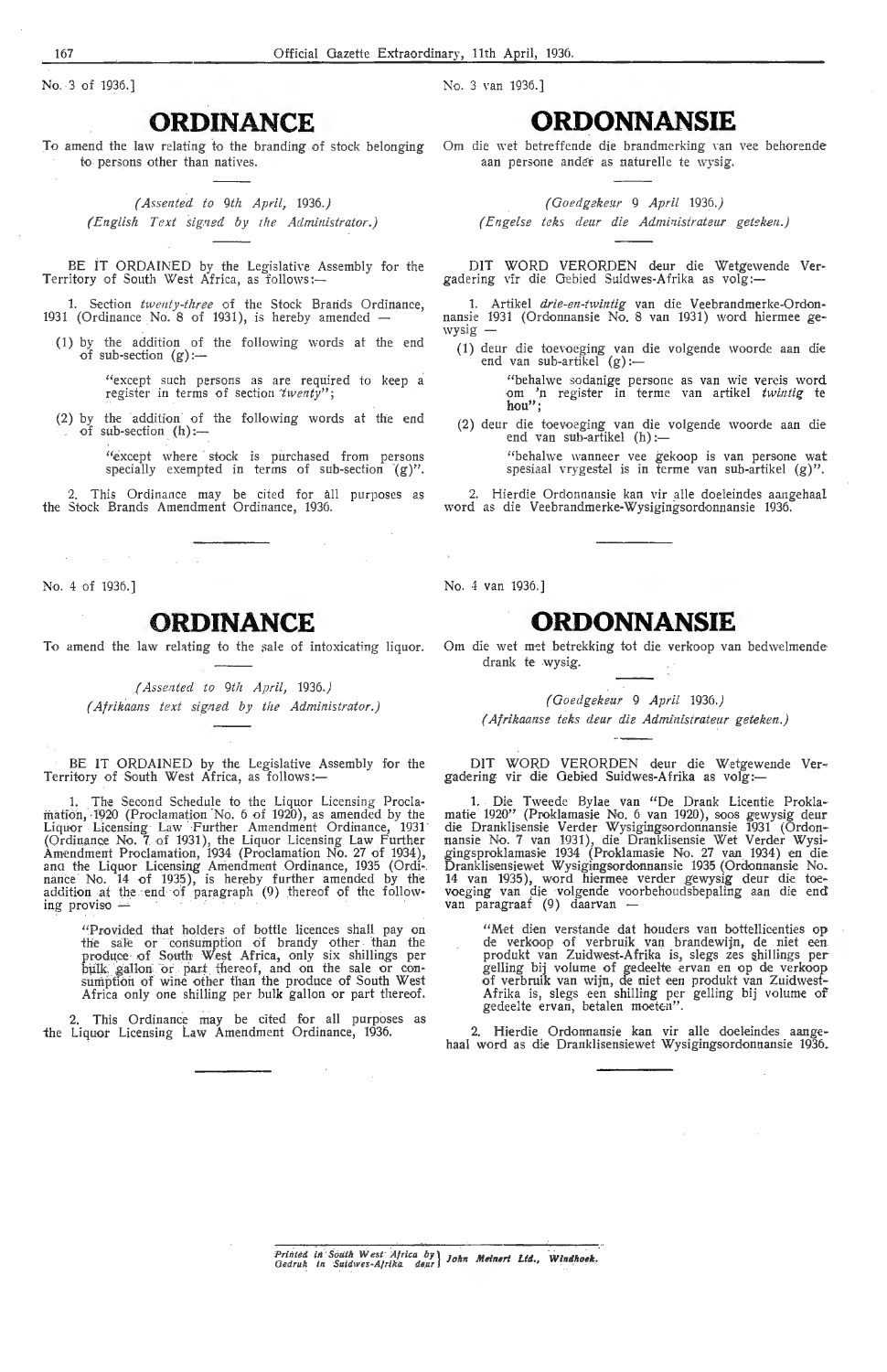No. 3 of 1936.]

# ORDINANCE

To amend the law relating to the branding of stock belonging to persons other than natives.

*(Assented to 9th April, 1936.)*
*(English Text signed by the Administrator.)*

BE IT ORDAINED by the Legislative Assembly for the Territory of South West Africa, as follows:—

1. Section *twenty-three* of the Stock Brands Ordinance, 1931 (Ordinance No. 8 of 1931), is hereby amended —

(1) by the addition of the following words at the end of sub-section (g):—

"except such persons as are required to keep a register in terms of section *twenty*";

(2) by the addition of the following words at the end of sub-section (h):—

"except where stock is purchased from persons specially exempted in terms of sub-section (g)".

2. This Ordinance may be cited for all purposes as the Stock Brands Amendment Ordinance, 1936.

No. 3 van 1936.]

# ORDONNANSIE

Om die wet betreffende die brandmerking van vee behorende aan persone ander as naturelle te wysig.

*(Goedgekeur 9 April 1936.)*
*(Engelse teks deur die Administrateur geteken.)*

DIT WORD VERORDEN deur die Wetgewende Vergadering vir die Gebied Suidwes-Afrika as volg:—

1. Artikel *drie-en-twintig* van die Veebrandmerke-Ordonnansie 1931 (Ordonnansie No. 8 van 1931) word hiermee gewysig —

(1) deur die toevoeging van die volgende woorde aan die end van sub-artikel (g):—

"behalwe sodanige persone as van wie vereis word om 'n register in terme van artikel *twintig* te hou";

(2) deur die toevoeging van die volgende woorde aan die end van sub-artikel (h):—

"behalwe wanneer vee gekoop is van persone wat spesiaal vrygestel is in terme van sub-artikel (g)".

2. Hierdie Ordonnansie kan vir alle doeleindes aangehaal word as die Veebrandmerke-Wysigingsordonnansie 1936.

No. 4 of 1936.]

# ORDINANCE

To amend the law relating to the sale of intoxicating liquor.

*(Assented to 9th April, 1936.)*
*(Afrikaans text signed by the Administrator.)*

BE IT ORDAINED by the Legislative Assembly for the Territory of South West Africa, as follows:—

1. The Second Schedule to the Liquor Licensing Proclamation, 1920 (Proclamation No. 6 of 1920), as amended by the Liquor Licensing Law Further Amendment Ordinance, 1931 (Ordinance No. 7 of 1931), the Liquor Licensing Law Further Amendment Proclamation, 1934 (Proclamation No. 27 of 1934), and the Liquor Licensing Amendment Ordinance, 1935 (Ordinance No. 14 of 1935), is hereby further amended by the addition at the end of paragraph (9) thereof of the following proviso —

"Provided that holders of bottle licences shall pay on the sale or consumption of brandy other than the produce of South West Africa, only six shillings per bulk gallon or part thereof, and on the sale or consumption of wine other than the produce of South West Africa only one shilling per bulk gallon or part thereof.

2. This Ordinance may be cited for all purposes as the Liquor Licensing Law Amendment Ordinance, 1936.

No. 4 van 1936.]

# ORDONNANSIE

Om die wet met betrekking tot die verkoop van bedwelmende drank te wysig.

*(Goedgekeur 9 April 1936.)*
*(Afrikaanse teks deur die Administrateur geteken.)*

DIT WORD VERORDEN deur die Wetgewende Vergadering vir die Gebied Suidwes-Afrika as volg:—

1. Die Tweede Bylae van "De Drank Licentie Proklamatie 1920" (Proklamasie No. 6 van 1920), soos gewysig deur die Dranklisensie Verder Wysigingsordonnansie 1931 (Ordonnansie No. 7 van 1931), die Dranklisensie Wet Verder Wysigingsproklamasie 1934 (Proklamasie No. 27 van 1934) en die Dranklisensiewet Wysigingsordonnansie 1935 (Ordonnansie No. 14 van 1935), word hiermee verder gewysig deur die toevoeging van die volgende voorbehoudsbepaling aan die end van paragraaf (9) daarvan —

"Met dien verstande dat houders van bottellicenties op de verkoop of verbruik van brandewijn, de niet een produkt van Zuidwest-Afrika is, slegs zes shillings per gelling bij volume of gedeelte ervan en op de verkoop of verbruik van wijn, de niet een produkt van Zuidwest-Afrika is, slegs een shilling per gelling bij volume of gedeelte ervan, betalen moeten".

2. Hierdie Ordonnansie kan vir alle doeleindes aangehaal word as die Dranklisensiewet Wysigingsordonnansie 1936.

*Printed in South West Africa by / Gedruk in Suidwes-Afrika deur* **John Meinert Ltd., Windhoek.**